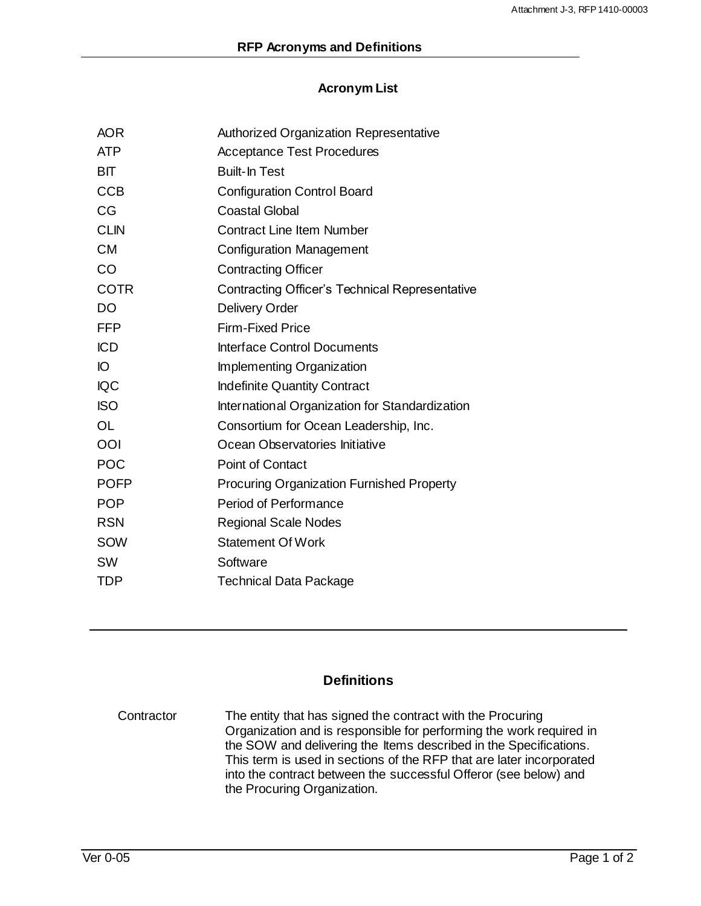## RFP Acronyms and Definitions

### Acronym List

| | |
|---|---|
| AOR | Authorized Organization Representative |
| ATP | Acceptance Test Procedures |
| BIT | Built-In Test |
| CCB | Configuration Control Board |
| CG | Coastal Global |
| CLIN | Contract Line Item Number |
| CM | Configuration Management |
| CO | Contracting Officer |
| COTR | Contracting Officer's Technical Representative |
| DO | Delivery Order |
| FFP | Firm-Fixed Price |
| ICD | Interface Control Documents |
| IO | Implementing Organization |
| IQC | Indefinite Quantity Contract |
| ISO | International Organization for Standardization |
| OL | Consortium for Ocean Leadership, Inc. |
| OOI | Ocean Observatories Initiative |
| POC | Point of Contact |
| POFP | Procuring Organization Furnished Property |
| POP | Period of Performance |
| RSN | Regional Scale Nodes |
| SOW | Statement Of Work |
| SW | Software |
| TDP | Technical Data Package |

---

### Definitions

| | |
|---|---|
| Contractor | The entity that has signed the contract with the Procuring Organization and is responsible for performing the work required in the SOW and delivering the Items described in the Specifications. This term is used in sections of the RFP that are later incorporated into the contract between the successful Offeror (see below) and the Procuring Organization. |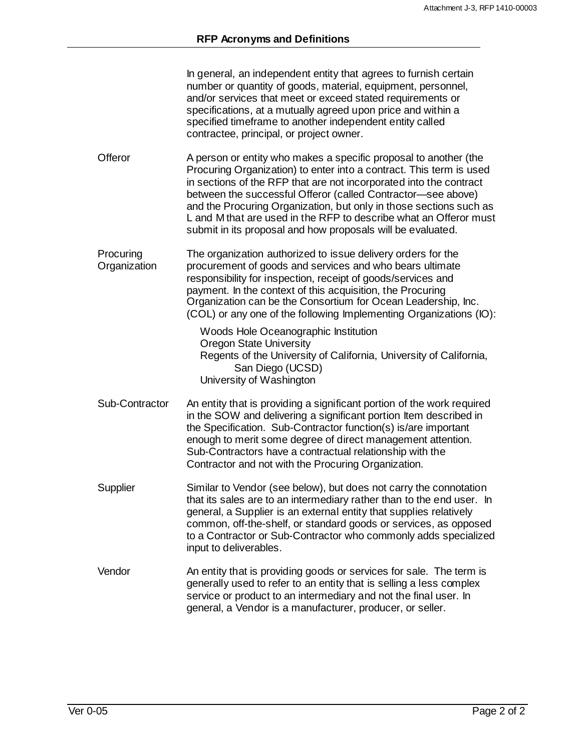## RFP Acronyms and Definitions

| | |
|---|---|
| | In general, an independent entity that agrees to furnish certain number or quantity of goods, material, equipment, personnel, and/or services that meet or exceed stated requirements or specifications, at a mutually agreed upon price and within a specified timeframe to another independent entity called contractee, principal, or project owner. |
| Offeror | A person or entity who makes a specific proposal to another (the Procuring Organization) to enter into a contract. This term is used in sections of the RFP that are not incorporated into the contract between the successful Offeror (called Contractor—see above) and the Procuring Organization, but only in those sections such as L and M that are used in the RFP to describe what an Offeror must submit in its proposal and how proposals will be evaluated. |
| Procuring Organization | The organization authorized to issue delivery orders for the procurement of goods and services and who bears ultimate responsibility for inspection, receipt of goods/services and payment. In the context of this acquisition, the Procuring Organization can be the Consortium for Ocean Leadership, Inc. (COL) or any one of the following Implementing Organizations (IO):<br><br>Woods Hole Oceanographic Institution<br>Oregon State University<br>Regents of the University of California, University of California, San Diego (UCSD)<br>University of Washington |
| Sub-Contractor | An entity that is providing a significant portion of the work required in the SOW and delivering a significant portion Item described in the Specification. Sub-Contractor function(s) is/are important enough to merit some degree of direct management attention. Sub-Contractors have a contractual relationship with the Contractor and not with the Procuring Organization. |
| Supplier | Similar to Vendor (see below), but does not carry the connotation that its sales are to an intermediary rather than to the end user. In general, a Supplier is an external entity that supplies relatively common, off-the-shelf, or standard goods or services, as opposed to a Contractor or Sub-Contractor who commonly adds specialized input to deliverables. |
| Vendor | An entity that is providing goods or services for sale. The term is generally used to refer to an entity that is selling a less complex service or product to an intermediary and not the final user. In general, a Vendor is a manufacturer, producer, or seller. |